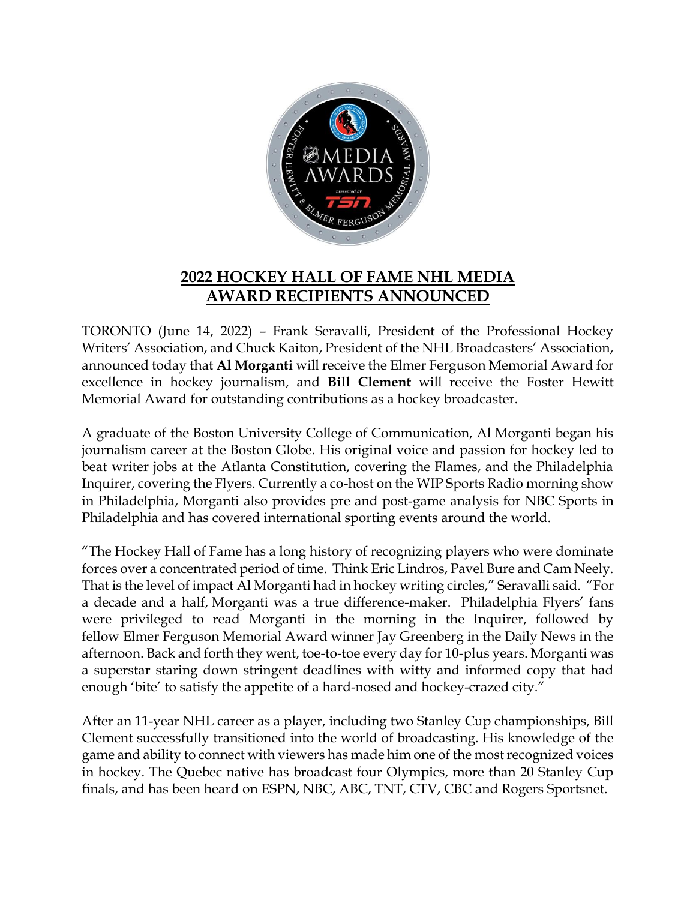# 2022 HOCKEY HALL OF FAME NHL MEDIA AWARD RECIPIENTS ANNOUNCED

TORONTO (June 14, 2022) – Frank Seravalli, President of the Professional Hockey Writers' Association, and Chuck Kaiton, President of the NHL Broadcasters' Association, announced today that **Al Morganti** will receive the Elmer Ferguson Memorial Award for excellence in hockey journalism, and **Bill Clement** will receive the Foster Hewitt Memorial Award for outstanding contributions as a hockey broadcaster.

A graduate of the Boston University College of Communication, Al Morganti began his journalism career at the Boston Globe. His original voice and passion for hockey led to beat writer jobs at the Atlanta Constitution, covering the Flames, and the Philadelphia Inquirer, covering the Flyers. Currently a co-host on the WIP Sports Radio morning show in Philadelphia, Morganti also provides pre and post-game analysis for NBC Sports in Philadelphia and has covered international sporting events around the world.

"The Hockey Hall of Fame has a long history of recognizing players who were dominate forces over a concentrated period of time. Think Eric Lindros, Pavel Bure and Cam Neely. That is the level of impact Al Morganti had in hockey writing circles," Seravalli said. "For a decade and a half, Morganti was a true difference-maker. Philadelphia Flyers' fans were privileged to read Morganti in the morning in the Inquirer, followed by fellow Elmer Ferguson Memorial Award winner Jay Greenberg in the Daily News in the afternoon. Back and forth they went, toe-to-toe every day for 10-plus years. Morganti was a superstar staring down stringent deadlines with witty and informed copy that had enough 'bite' to satisfy the appetite of a hard-nosed and hockey-crazed city."

After an 11-year NHL career as a player, including two Stanley Cup championships, Bill Clement successfully transitioned into the world of broadcasting. His knowledge of the game and ability to connect with viewers has made him one of the most recognized voices in hockey. The Quebec native has broadcast four Olympics, more than 20 Stanley Cup finals, and has been heard on ESPN, NBC, ABC, TNT, CTV, CBC and Rogers Sportsnet.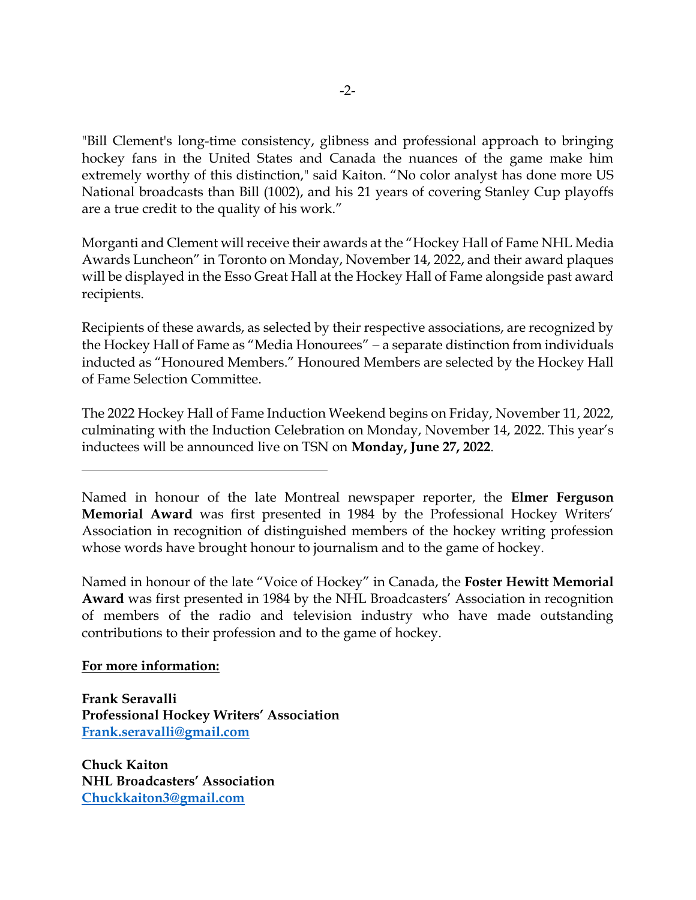"Bill Clement's long-time consistency, glibness and professional approach to bringing hockey fans in the United States and Canada the nuances of the game make him extremely worthy of this distinction," said Kaiton. "No color analyst has done more US National broadcasts than Bill (1002), and his 21 years of covering Stanley Cup playoffs are a true credit to the quality of his work."

Morganti and Clement will receive their awards at the "Hockey Hall of Fame NHL Media Awards Luncheon" in Toronto on Monday, November 14, 2022, and their award plaques will be displayed in the Esso Great Hall at the Hockey Hall of Fame alongside past award recipients.

Recipients of these awards, as selected by their respective associations, are recognized by the Hockey Hall of Fame as "Media Honourees" – a separate distinction from individuals inducted as "Honoured Members." Honoured Members are selected by the Hockey Hall of Fame Selection Committee.

The 2022 Hockey Hall of Fame Induction Weekend begins on Friday, November 11, 2022, culminating with the Induction Celebration on Monday, November 14, 2022. This year's inductees will be announced live on TSN on **Monday, June 27, 2022**.

---

Named in honour of the late Montreal newspaper reporter, the **Elmer Ferguson Memorial Award** was first presented in 1984 by the Professional Hockey Writers' Association in recognition of distinguished members of the hockey writing profession whose words have brought honour to journalism and to the game of hockey.

Named in honour of the late "Voice of Hockey" in Canada, the **Foster Hewitt Memorial Award** was first presented in 1984 by the NHL Broadcasters' Association in recognition of members of the radio and television industry who have made outstanding contributions to their profession and to the game of hockey.

**For more information:**

**Frank Seravalli**
**Professional Hockey Writers' Association**
**Frank.seravalli@gmail.com**

**Chuck Kaiton**
**NHL Broadcasters' Association**
**Chuckkaiton3@gmail.com**